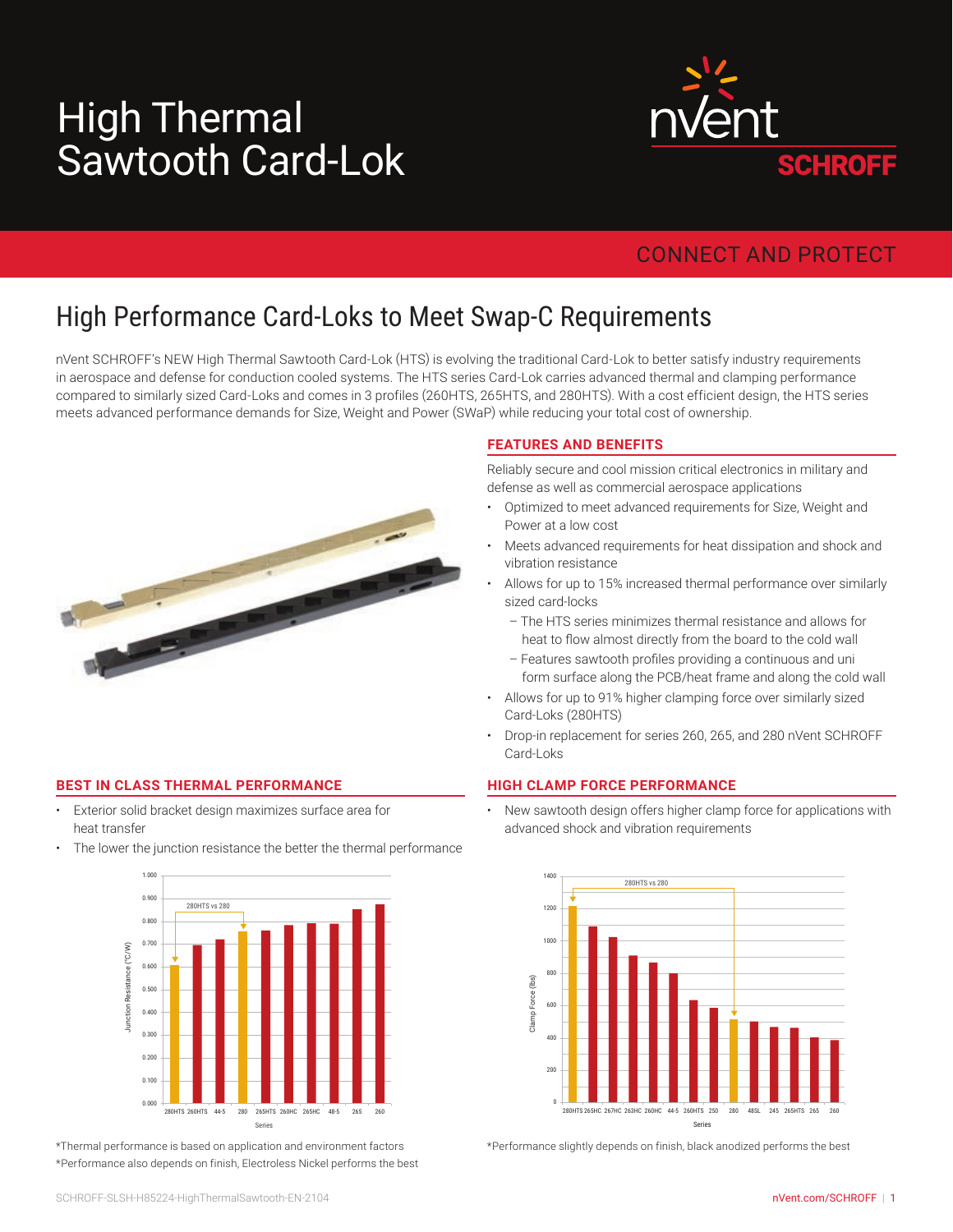# High Thermal Sawtooth Card-Lok

nVent SCHROFF

CONNECT AND PROTECT

## High Performance Card-Loks to Meet Swap-C Requirements

nVent SCHROFF's NEW High Thermal Sawtooth Card-Lok (HTS) is evolving the traditional Card-Lok to better satisfy industry requirements in aerospace and defense for conduction cooled systems. The HTS series Card-Lok carries advanced thermal and clamping performance compared to similarly sized Card-Loks and comes in 3 profiles (260HTS, 265HTS, and 280HTS). With a cost efficient design, the HTS series meets advanced performance demands for Size, Weight and Power (SWaP) while reducing your total cost of ownership.

### FEATURES AND BENEFITS

Reliably secure and cool mission critical electronics in military and defense as well as commercial aerospace applications

- Optimized to meet advanced requirements for Size, Weight and Power at a low cost
- Meets advanced requirements for heat dissipation and shock and vibration resistance
- Allows for up to 15% increased thermal performance over similarly sized card-locks
  - The HTS series minimizes thermal resistance and allows for heat to flow almost directly from the board to the cold wall
  - Features sawtooth profiles providing a continuous and uni form surface along the PCB/heat frame and along the cold wall
- Allows for up to 91% higher clamping force over similarly sized Card-Loks (280HTS)
- Drop-in replacement for series 260, 265, and 280 nVent SCHROFF Card-Loks

### BEST IN CLASS THERMAL PERFORMANCE

- Exterior solid bracket design maximizes surface area for heat transfer
- The lower the junction resistance the better the thermal performance

*Thermal performance is based on application and environment factors
*Performance also depends on finish, Electroless Nickel performs the best

### HIGH CLAMP FORCE PERFORMANCE

- New sawtooth design offers higher clamp force for applications with advanced shock and vibration requirements

*Performance slightly depends on finish, black anodized performs the best

SCHROFF-SLSH-H85224-HighThermalSawtooth-EN-2104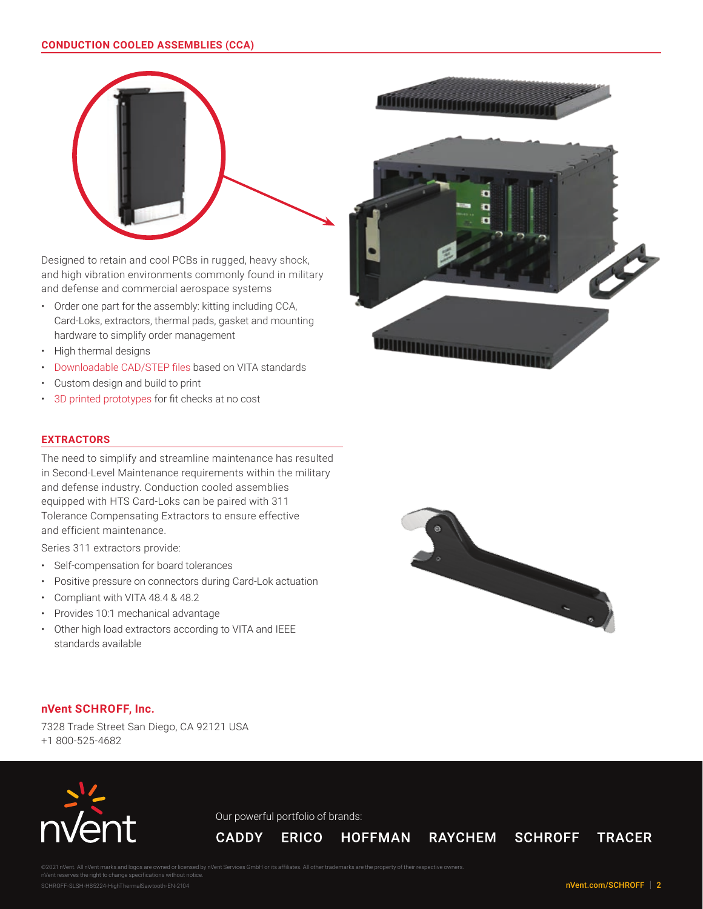## CONDUCTION COOLED ASSEMBLIES (CCA)

Designed to retain and cool PCBs in rugged, heavy shock, and high vibration environments commonly found in military and defense and commercial aerospace systems

- Order one part for the assembly: kitting including CCA, Card-Loks, extractors, thermal pads, gasket and mounting hardware to simplify order management
- High thermal designs
- Downloadable CAD/STEP files based on VITA standards
- Custom design and build to print
- 3D printed prototypes for fit checks at no cost

## EXTRACTORS

The need to simplify and streamline maintenance has resulted in Second-Level Maintenance requirements within the military and defense industry. Conduction cooled assemblies equipped with HTS Card-Loks can be paired with 311 Tolerance Compensating Extractors to ensure effective and efficient maintenance.

Series 311 extractors provide:

- Self-compensation for board tolerances
- Positive pressure on connectors during Card-Lok actuation
- Compliant with VITA 48.4 & 48.2
- Provides 10:1 mechanical advantage
- Other high load extractors according to VITA and IEEE standards available

**nVent SCHROFF, Inc.**

7328 Trade Street San Diego, CA 92121 USA
+1 800-525-4682

Our powerful portfolio of brands:

CADDY ERICO HOFFMAN RAYCHEM SCHROFF TRACER

©2021 nVent. All nVent marks and logos are owned or licensed by nVent Services GmbH or its affiliates. All other trademarks are the property of their respective owners.
nVent reserves the right to change specifications without notice.

SCHROFF-SLSH-H85224-HighThermalSawtooth-EN-2104

nVent.com/SCHROFF